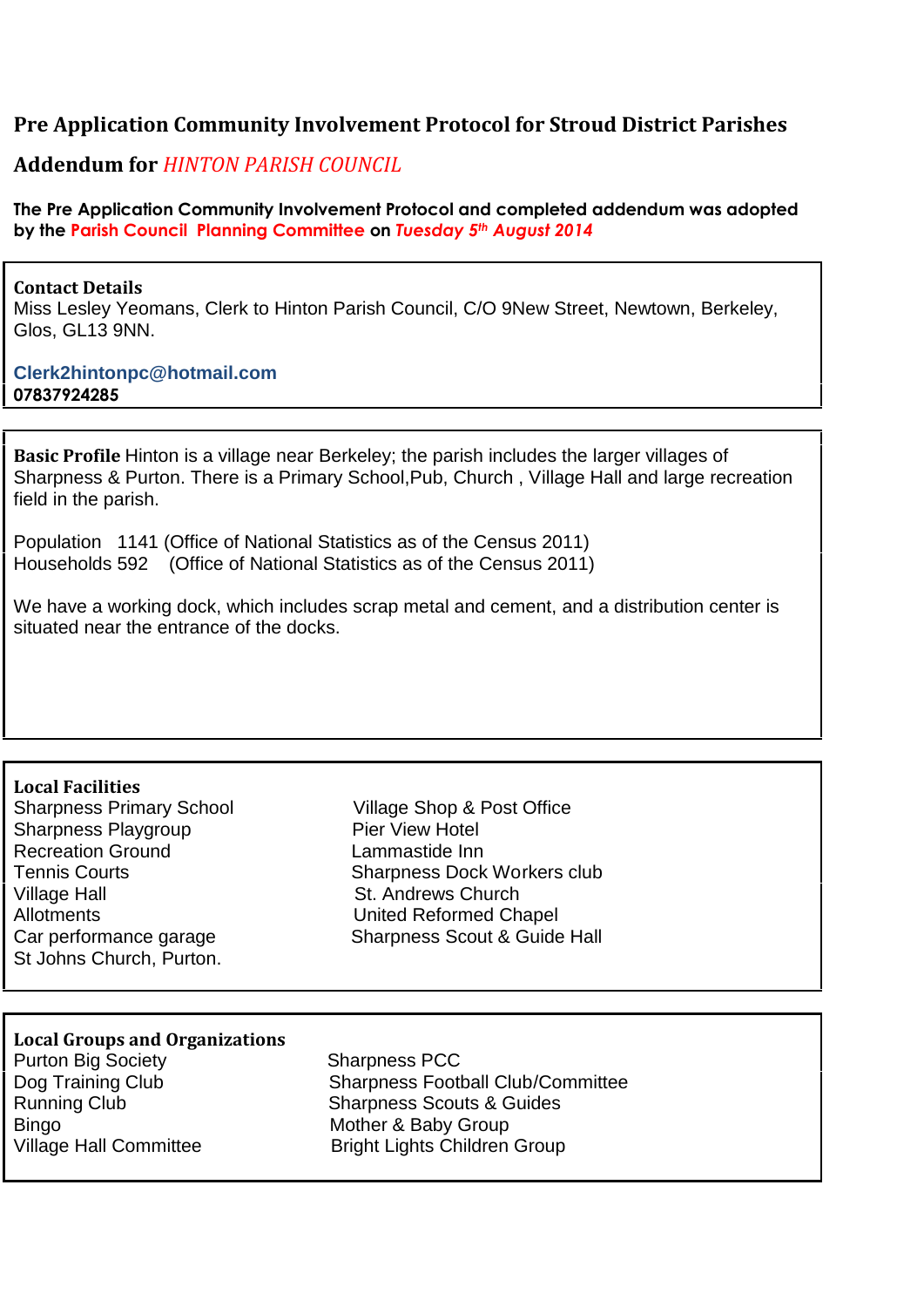# Pre Application Community Involvement Protocol for Stroud District Parishes

## Addendum for *HINTON PARISH COUNCIL*

**The Pre Application Community Involvement Protocol and completed addendum was adopted by the Parish Council Planning Committee on *Tuesday 5th August 2014***

**Contact Details**
Miss Lesley Yeomans, Clerk to Hinton Parish Council, C/O 9New Street, Newtown, Berkeley, Glos, GL13 9NN.

**Clerk2hintonpc@hotmail.com**
**07837924285**

**Basic Profile** Hinton is a village near Berkeley; the parish includes the larger villages of Sharpness & Purton. There is a Primary School,Pub, Church , Village Hall and large recreation field in the parish.

Population 1141 (Office of National Statistics as of the Census 2011)
Households 592 (Office of National Statistics as of the Census 2011)

We have a working dock, which includes scrap metal and cement, and a distribution center is situated near the entrance of the docks.

**Local Facilities**

- Sharpness Primary School
- Sharpness Playgroup
- Recreation Ground
- Tennis Courts
- Village Hall
- Allotments
- Car performance garage
- St Johns Church, Purton.
- Village Shop & Post Office
- Pier View Hotel
- Lammastide Inn
- Sharpness Dock Workers club
- St. Andrews Church
- United Reformed Chapel
- Sharpness Scout & Guide Hall

**Local Groups and Organizations**

- Purton Big Society
- Dog Training Club
- Running Club
- Bingo
- Village Hall Committee
- Sharpness PCC
- Sharpness Football Club/Committee
- Sharpness Scouts & Guides
- Mother & Baby Group
- Bright Lights Children Group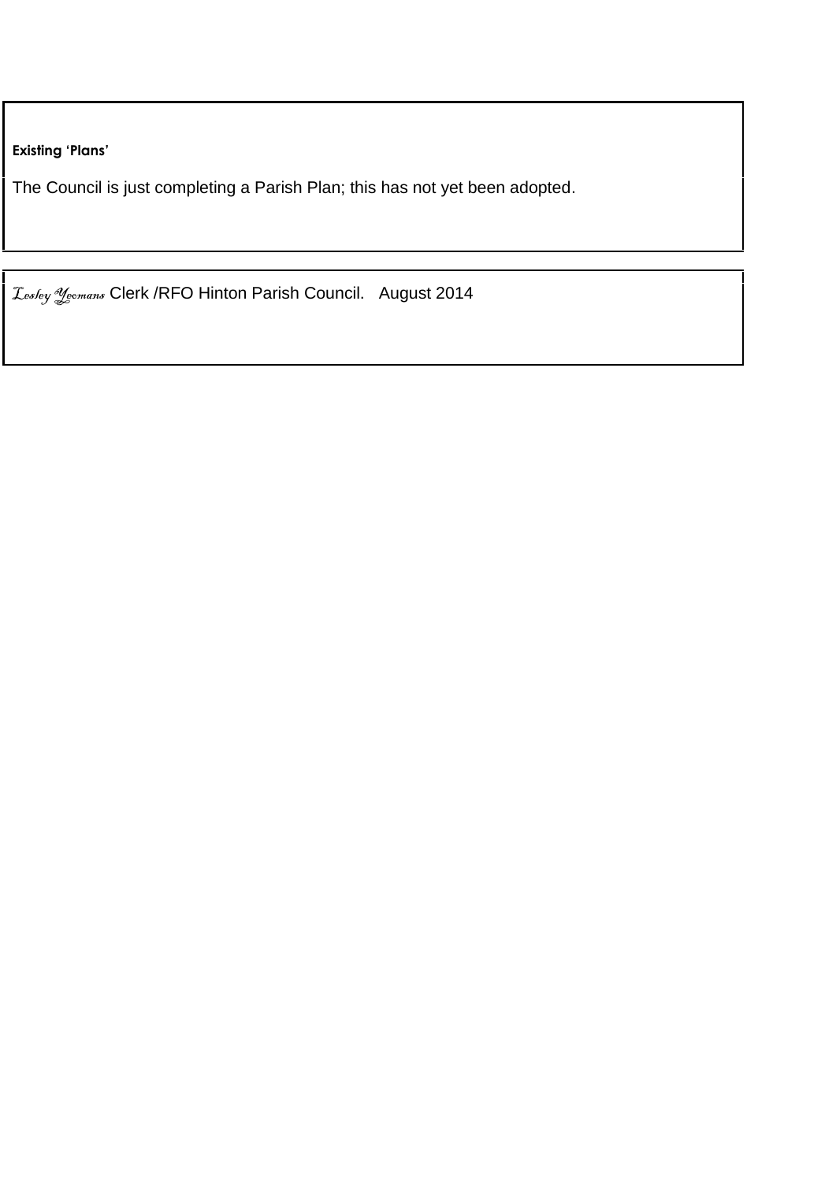**Existing 'Plans'**

The Council is just completing a Parish Plan; this has not yet been adopted.

*Lesley Yeomans* Clerk /RFO Hinton Parish Council. August 2014